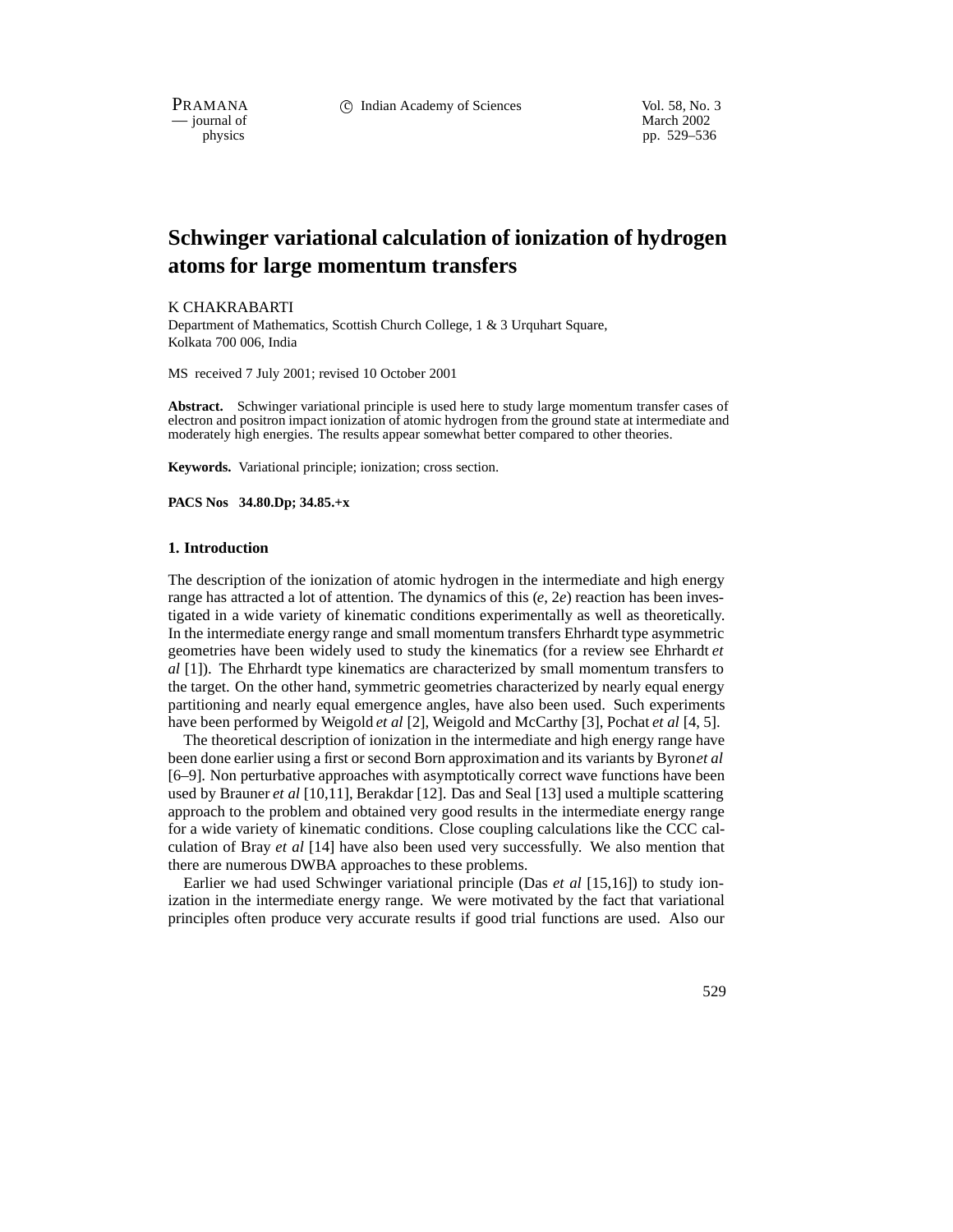# Schwinger variational calculation of ionization of hydrogen atoms for large momentum transfers

K CHAKRABARTI

Department of Mathematics, Scottish Church College, 1 & 3 Urquhart Square, Kolkata 700 006, India

MS received 7 July 2001; revised 10 October 2001

**Abstract.** Schwinger variational principle is used here to study large momentum transfer cases of electron and positron impact ionization of atomic hydrogen from the ground state at intermediate and moderately high energies. The results appear somewhat better compared to other theories.

**Keywords.** Variational principle; ionization; cross section.

**PACS Nos 34.80.Dp; 34.85.+x**

## 1. Introduction

The description of the ionization of atomic hydrogen in the intermediate and high energy range has attracted a lot of attention. The dynamics of this (*e*, 2*e*) reaction has been investigated in a wide variety of kinematic conditions experimentally as well as theoretically. In the intermediate energy range and small momentum transfers Ehrhardt type asymmetric geometries have been widely used to study the kinematics (for a review see Ehrhardt *et al* [1]). The Ehrhardt type kinematics are characterized by small momentum transfers to the target. On the other hand, symmetric geometries characterized by nearly equal energy partitioning and nearly equal emergence angles, have also been used. Such experiments have been performed by Weigold *et al* [2], Weigold and McCarthy [3], Pochat *et al* [4, 5].

The theoretical description of ionization in the intermediate and high energy range have been done earlier using a first or second Born approximation and its variants by Byron *et al* [6–9]. Non perturbative approaches with asymptotically correct wave functions have been used by Brauner *et al* [10,11], Berakdar [12]. Das and Seal [13] used a multiple scattering approach to the problem and obtained very good results in the intermediate energy range for a wide variety of kinematic conditions. Close coupling calculations like the CCC calculation of Bray *et al* [14] have also been used very successfully. We also mention that there are numerous DWBA approaches to these problems.

Earlier we had used Schwinger variational principle (Das *et al* [15,16]) to study ionization in the intermediate energy range. We were motivated by the fact that variational principles often produce very accurate results if good trial functions are used. Also our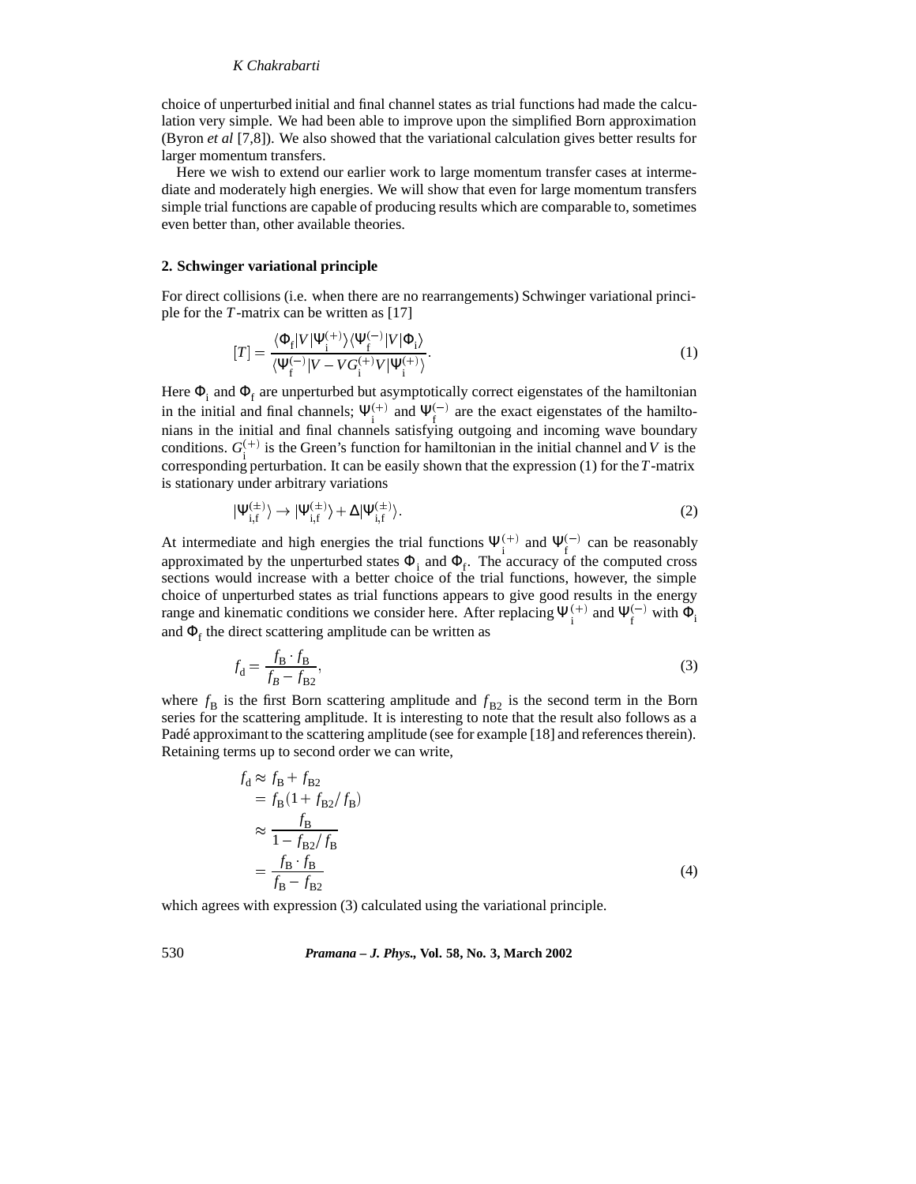choice of unperturbed initial and final channel states as trial functions had made the calculation very simple. We had been able to improve upon the simplified Born approximation (Byron *et al* [7,8]). We also showed that the variational calculation gives better results for larger momentum transfers.

Here we wish to extend our earlier work to large momentum transfer cases at intermediate and moderately high energies. We will show that even for large momentum transfers simple trial functions are capable of producing results which are comparable to, sometimes even better than, other available theories.

## 2. Schwinger variational principle

For direct collisions (i.e. when there are no rearrangements) Schwinger variational principle for the $T$-matrix can be written as [17]

$$[T] = \frac{\langle \Phi_{\rm f}|V|\Psi_{\rm i}^{(+)}\rangle\langle\Psi_{\rm f}^{(-)}|V|\Phi_{\rm i}\rangle}{\langle\Psi_{\rm f}^{(-)}|V - VG_{\rm i}^{(+)}V|\Psi_{\rm i}^{(+)}\rangle}. \tag{1}$$

Here $\Phi_{\rm i}$ and $\Phi_{\rm f}$ are unperturbed but asymptotically correct eigenstates of the hamiltonian in the initial and final channels; $\Psi_{\rm i}^{(+)}$ and $\Psi_{\rm f}^{(-)}$ are the exact eigenstates of the hamiltonians in the initial and final channels satisfying outgoing and incoming wave boundary conditions. $G_{\rm i}^{(+)}$ is the Green's function for hamiltonian in the initial channel and $V$ is the corresponding perturbation. It can be easily shown that the expression (1) for the $T$-matrix is stationary under arbitrary variations

$$|\Psi_{\rm i,f}^{(\pm)}\rangle \rightarrow |\Psi_{\rm i,f}^{(\pm)}\rangle + \Delta|\Psi_{\rm i,f}^{(\pm)}\rangle. \tag{2}$$

At intermediate and high energies the trial functions $\Psi_{\rm i}^{(+)}$ and $\Psi_{\rm f}^{(-)}$ can be reasonably approximated by the unperturbed states $\Phi_{\rm i}$ and $\Phi_{\rm f}$. The accuracy of the computed cross sections would increase with a better choice of the trial functions, however, the simple choice of unperturbed states as trial functions appears to give good results in the energy range and kinematic conditions we consider here. After replacing $\Psi_{\rm i}^{(+)}$ and $\Psi_{\rm f}^{(-)}$ with $\Phi_{\rm i}$ and $\Phi_{\rm f}$ the direct scattering amplitude can be written as

$$f_{\rm d} = \frac{f_{\rm B}\cdot f_{\rm B}}{f_B - f_{\rm B2}}, \tag{3}$$

where $f_{\rm B}$ is the first Born scattering amplitude and $f_{\rm B2}$ is the second term in the Born series for the scattering amplitude. It is interesting to note that the result also follows as a Padé approximant to the scattering amplitude (see for example [18] and references therein). Retaining terms up to second order we can write,

$$\begin{aligned} f_{\rm d} &\approx f_{\rm B} + f_{\rm B2} \\ &= f_{\rm B}(1 + f_{\rm B2}/f_{\rm B}) \\ &\approx \frac{f_{\rm B}}{1 - f_{\rm B2}/f_{\rm B}} \\ &= \frac{f_{\rm B}\cdot f_{\rm B}}{f_{\rm B} - f_{\rm B2}} \end{aligned} \tag{4}$$

which agrees with expression (3) calculated using the variational principle.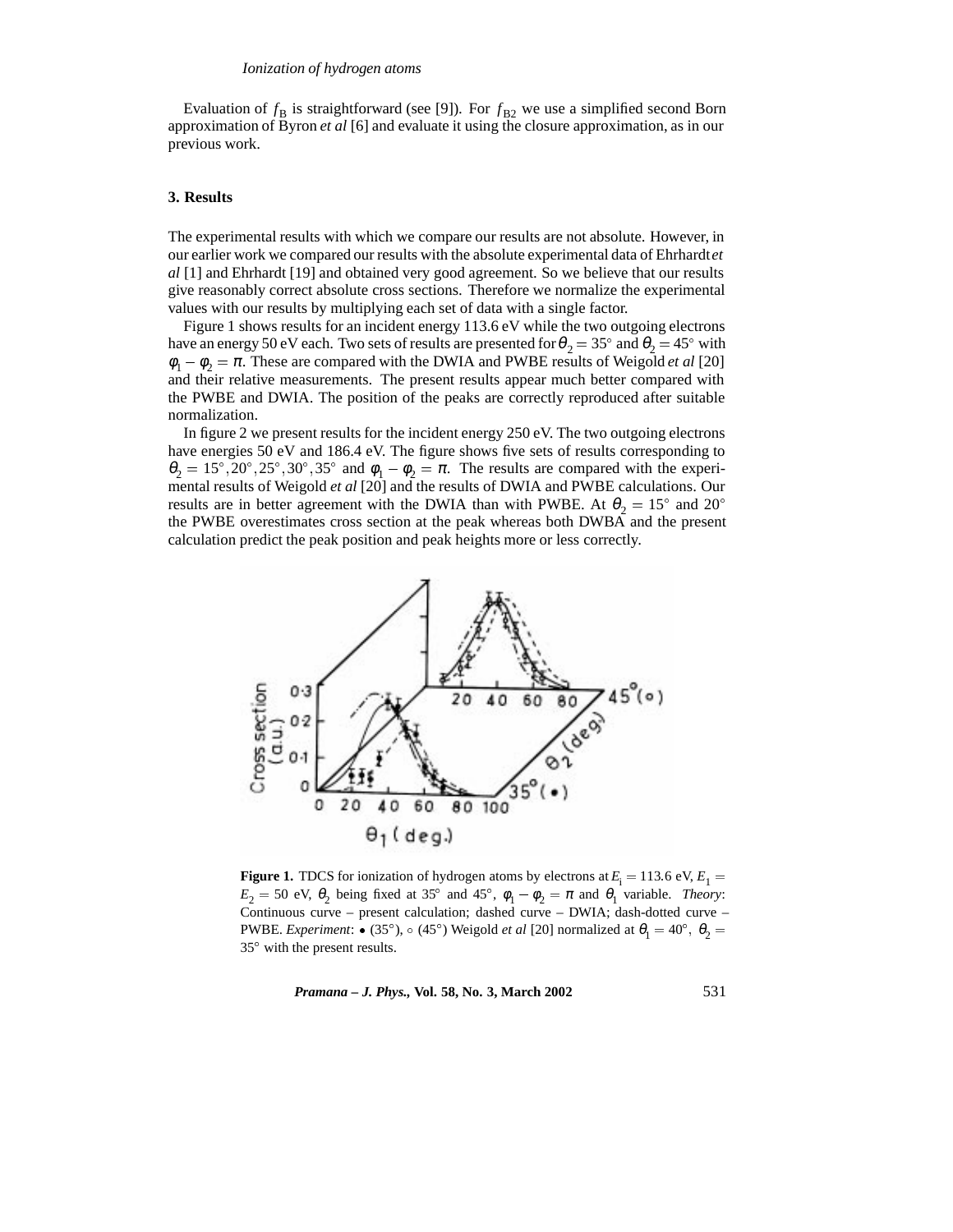Evaluation of $f_B$ is straightforward (see [9]). For $f_{B2}$ we use a simplified second Born approximation of Byron *et al* [6] and evaluate it using the closure approximation, as in our previous work.

## 3. Results

The experimental results with which we compare our results are not absolute. However, in our earlier work we compared our results with the absolute experimental data of Ehrhardt *et al* [1] and Ehrhardt [19] and obtained very good agreement. So we believe that our results give reasonably correct absolute cross sections. Therefore we normalize the experimental values with our results by multiplying each set of data with a single factor.

Figure 1 shows results for an incident energy 113.6 eV while the two outgoing electrons have an energy 50 eV each. Two sets of results are presented for $\theta_2 = 35°$ and $\theta_2 = 45°$ with $\phi_1 - \phi_2 = \pi$. These are compared with the DWIA and PWBE results of Weigold *et al* [20] and their relative measurements. The present results appear much better compared with the PWBE and DWIA. The position of the peaks are correctly reproduced after suitable normalization.

In figure 2 we present results for the incident energy 250 eV. The two outgoing electrons have energies 50 eV and 186.4 eV. The figure shows five sets of results corresponding to $\theta_2 = 15°, 20°, 25°, 30°, 35°$ and $\phi_1 - \phi_2 = \pi$. The results are compared with the experimental results of Weigold *et al* [20] and the results of DWIA and PWBE calculations. Our results are in better agreement with the DWIA than with PWBE. At $\theta_2 = 15°$ and $20°$ the PWBE overestimates cross section at the peak whereas both DWBA and the present calculation predict the peak position and peak heights more or less correctly.

**Figure 1.** TDCS for ionization of hydrogen atoms by electrons at $E_i = 113.6$ eV, $E_1 = E_2 = 50$ eV, $\theta_2$ being fixed at 35° and 45°, $\phi_1 - \phi_2 = \pi$ and $\theta_1$ variable. *Theory*: Continuous curve – present calculation; dashed curve – DWIA; dash-dotted curve – PWBE. *Experiment*: • (35°), ∘ (45°) Weigold *et al* [20] normalized at $\theta_1 = 40°$, $\theta_2 = 35°$ with the present results.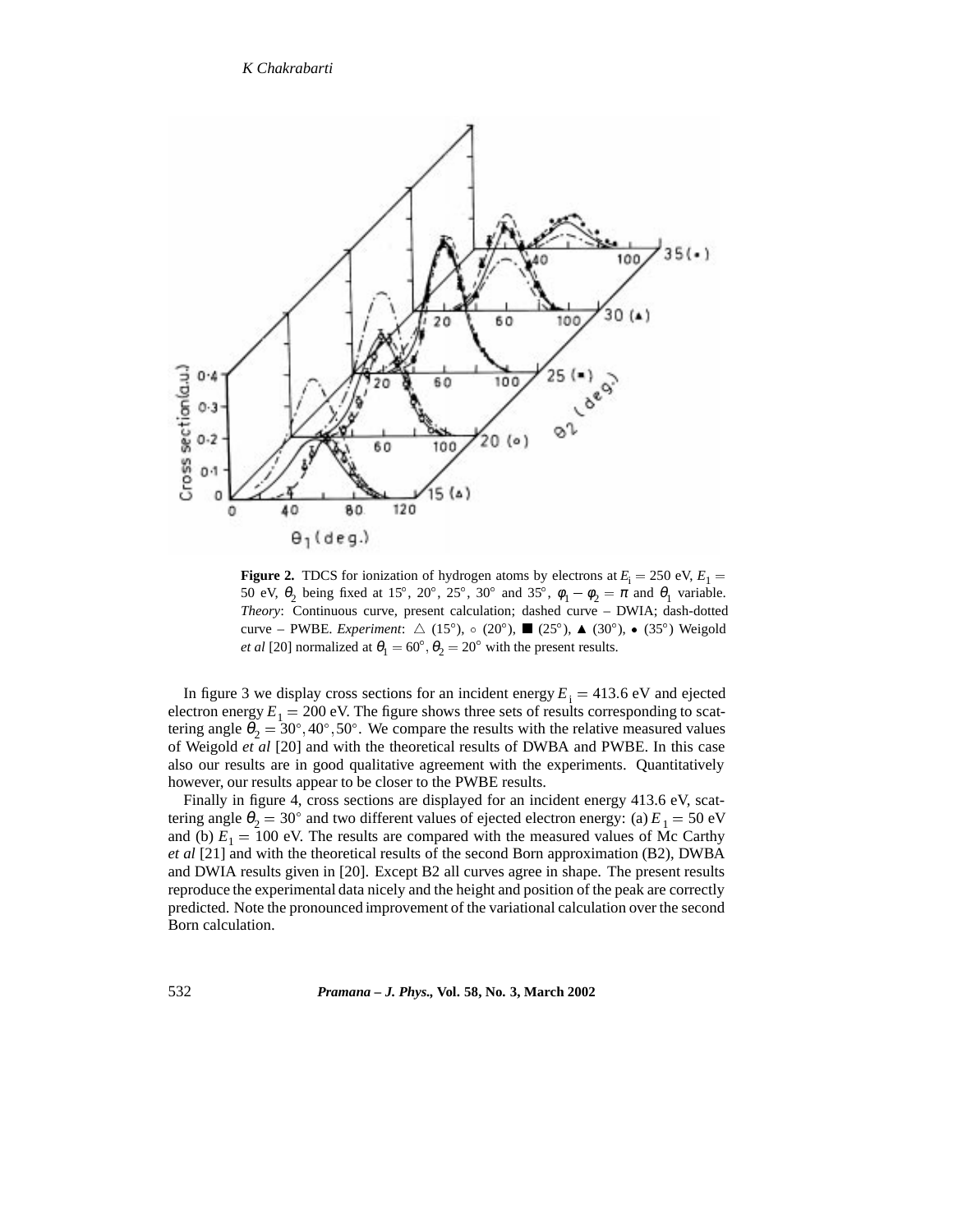**Figure 2.** TDCS for ionization of hydrogen atoms by electrons at $E_i = 250$ eV, $E_1 = 50$ eV, $\theta_2$ being fixed at 15°, 20°, 25°, 30° and 35°, $\phi_1 - \phi_2 = \pi$ and $\theta_1$ variable. *Theory*: Continuous curve, present calculation; dashed curve – DWIA; dash-dotted curve – PWBE. *Experiment*: △ (15°), ∘ (20°), ■ (25°), ▲ (30°), • (35°) Weigold *et al* [20] normalized at $\theta_1 = 60°$, $\theta_2 = 20°$ with the present results.

In figure 3 we display cross sections for an incident energy $E_i = 413.6$ eV and ejected electron energy $E_1 = 200$ eV. The figure shows three sets of results corresponding to scattering angle $\theta_2 = 30°, 40°, 50°$. We compare the results with the relative measured values of Weigold *et al* [20] and with the theoretical results of DWBA and PWBE. In this case also our results are in good qualitative agreement with the experiments. Quantitatively however, our results appear to be closer to the PWBE results.

Finally in figure 4, cross sections are displayed for an incident energy 413.6 eV, scattering angle $\theta_2 = 30°$ and two different values of ejected electron energy: (a) $E_1 = 50$ eV and (b) $E_1 = 100$ eV. The results are compared with the measured values of Mc Carthy *et al* [21] and with the theoretical results of the second Born approximation (B2), DWBA and DWIA results given in [20]. Except B2 all curves agree in shape. The present results reproduce the experimental data nicely and the height and position of the peak are correctly predicted. Note the pronounced improvement of the variational calculation over the second Born calculation.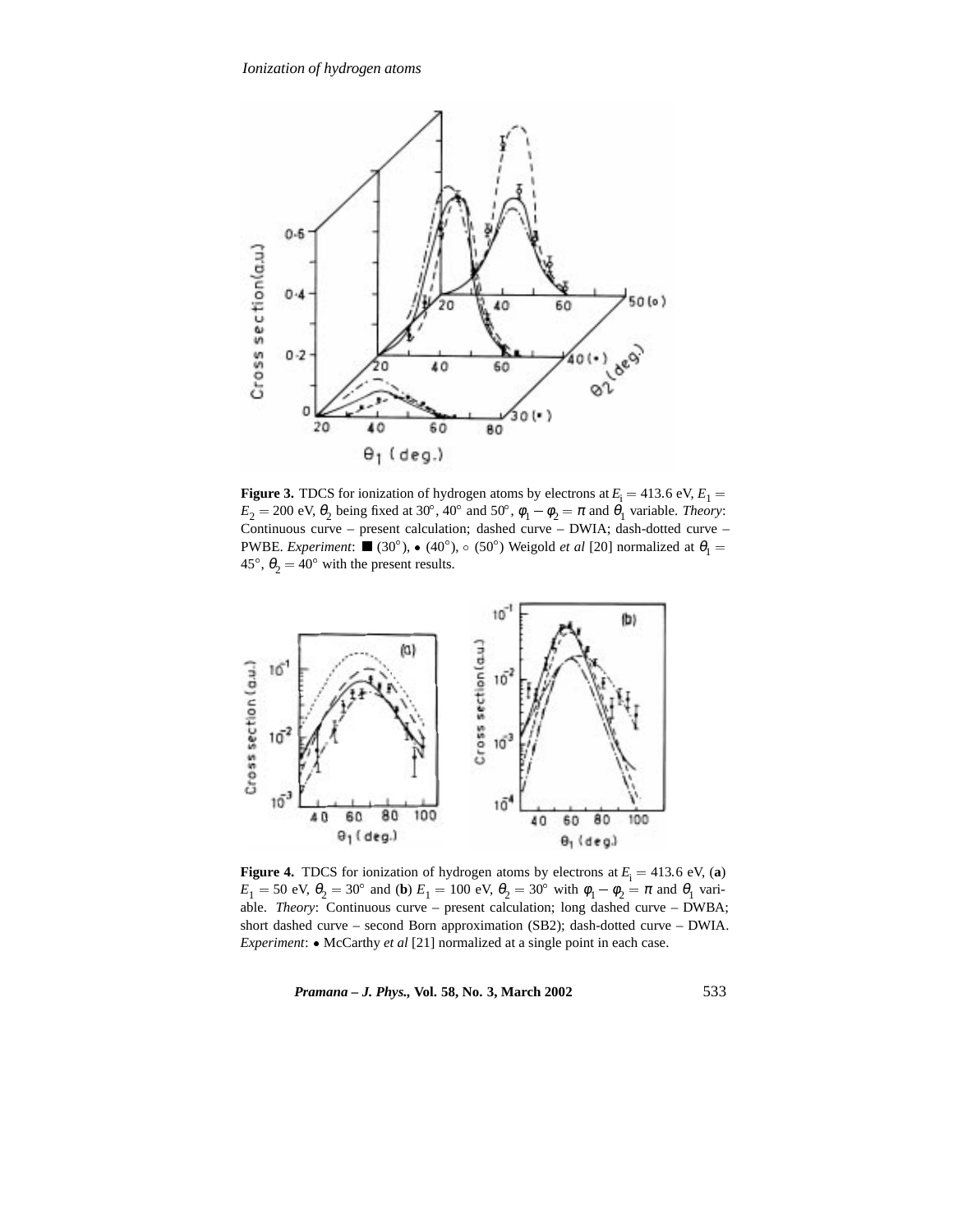**Figure 3.** TDCS for ionization of hydrogen atoms by electrons at $E_i = 413.6$ eV, $E_1 = E_2 = 200$ eV, $\theta_2$ being fixed at 30°, 40° and 50°, $\varphi_1 - \varphi_2 = \pi$ and $\theta_1$ variable. *Theory*: Continuous curve – present calculation; dashed curve – DWIA; dash-dotted curve – PWBE. *Experiment*: ■ (30°), • (40°), ◦ (50°) Weigold *et al* [20] normalized at $\theta_1 = 45°$, $\theta_2 = 40°$ with the present results.

**Figure 4.** TDCS for ionization of hydrogen atoms by electrons at $E_i = 413.6$ eV, (**a**) $E_1 = 50$ eV, $\theta_2 = 30°$ and (**b**) $E_1 = 100$ eV, $\theta_2 = 30°$ with $\varphi_1 - \varphi_2 = \pi$ and $\theta_1$ variable. *Theory*: Continuous curve – present calculation; long dashed curve – DWBA; short dashed curve – second Born approximation (SB2); dash-dotted curve – DWIA. *Experiment*: • McCarthy *et al* [21] normalized at a single point in each case.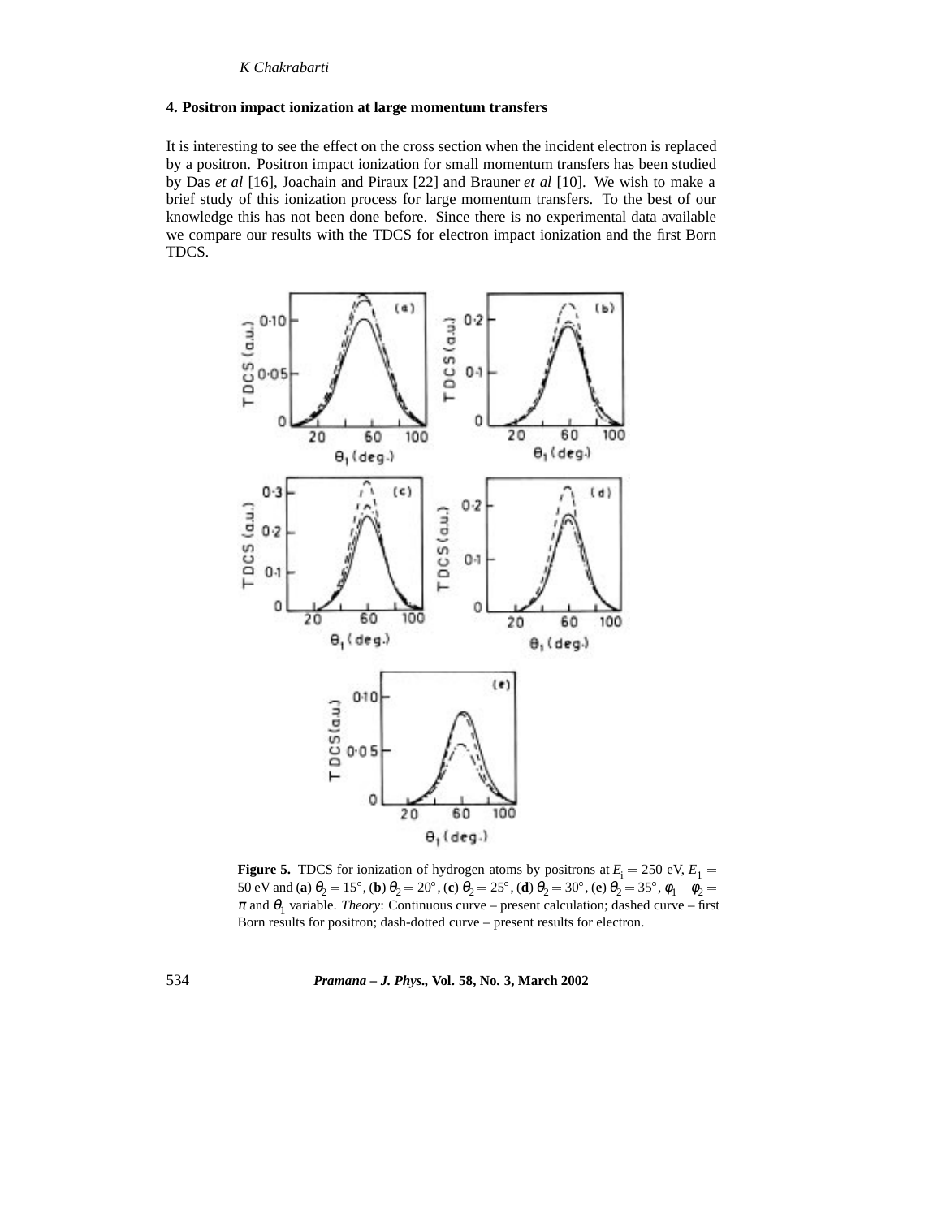## 4. Positron impact ionization at large momentum transfers

It is interesting to see the effect on the cross section when the incident electron is replaced by a positron. Positron impact ionization for small momentum transfers has been studied by Das *et al* [16], Joachain and Piraux [22] and Brauner *et al* [10]. We wish to make a brief study of this ionization process for large momentum transfers. To the best of our knowledge this has not been done before. Since there is no experimental data available we compare our results with the TDCS for electron impact ionization and the first Born TDCS.

**Figure 5.** TDCS for ionization of hydrogen atoms by positrons at $E_i = 250$ eV, $E_1 = 50$ eV and (**a**) $\theta_2 = 15°$, (**b**) $\theta_2 = 20°$, (**c**) $\theta_2 = 25°$, (**d**) $\theta_2 = 30°$, (**e**) $\theta_2 = 35°$, $\phi_1 - \phi_2 = \pi$ and $\theta_1$ variable. *Theory*: Continuous curve – present calculation; dashed curve – first Born results for positron; dash-dotted curve – present results for electron.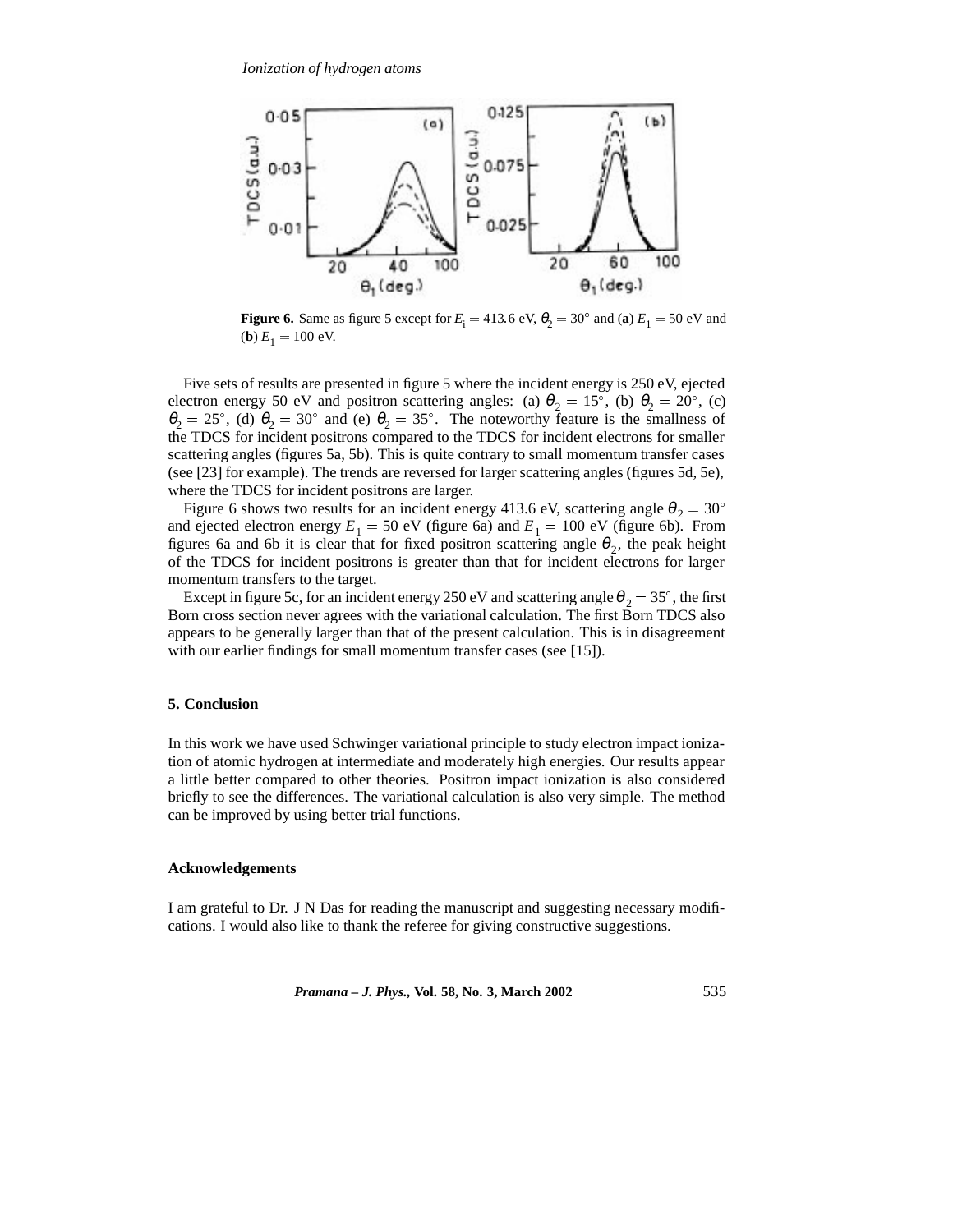**Figure 6.** Same as figure 5 except for $E_i = 413.6$ eV, $\theta_2 = 30°$ and (**a**) $E_1 = 50$ eV and (**b**) $E_1 = 100$ eV.

Five sets of results are presented in figure 5 where the incident energy is 250 eV, ejected electron energy 50 eV and positron scattering angles: (a) $\theta_2 = 15°$, (b) $\theta_2 = 20°$, (c) $\theta_2 = 25°$, (d) $\theta_2 = 30°$ and (e) $\theta_2 = 35°$. The noteworthy feature is the smallness of the TDCS for incident positrons compared to the TDCS for incident electrons for smaller scattering angles (figures 5a, 5b). This is quite contrary to small momentum transfer cases (see [23] for example). The trends are reversed for larger scattering angles (figures 5d, 5e), where the TDCS for incident positrons are larger.

Figure 6 shows two results for an incident energy 413.6 eV, scattering angle $\theta_2 = 30°$ and ejected electron energy $E_1 = 50$ eV (figure 6a) and $E_1 = 100$ eV (figure 6b). From figures 6a and 6b it is clear that for fixed positron scattering angle $\theta_2$, the peak height of the TDCS for incident positrons is greater than that for incident electrons for larger momentum transfers to the target.

Except in figure 5c, for an incident energy 250 eV and scattering angle $\theta_2 = 35°$, the first Born cross section never agrees with the variational calculation. The first Born TDCS also appears to be generally larger than that of the present calculation. This is in disagreement with our earlier findings for small momentum transfer cases (see [15]).

## 5. Conclusion

In this work we have used Schwinger variational principle to study electron impact ionization of atomic hydrogen at intermediate and moderately high energies. Our results appear a little better compared to other theories. Positron impact ionization is also considered briefly to see the differences. The variational calculation is also very simple. The method can be improved by using better trial functions.

## Acknowledgements

I am grateful to Dr. J N Das for reading the manuscript and suggesting necessary modifications. I would also like to thank the referee for giving constructive suggestions.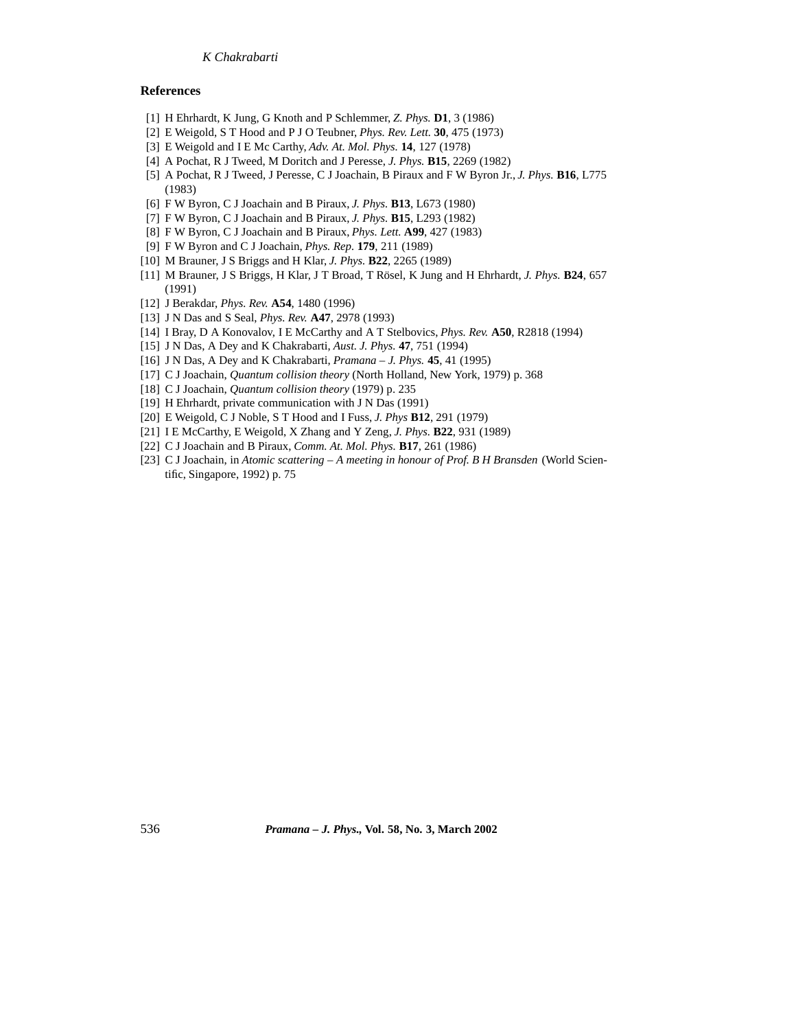## References

[1] H Ehrhardt, K Jung, G Knoth and P Schlemmer, *Z. Phys.* **D1**, 3 (1986)
[2] E Weigold, S T Hood and P J O Teubner, *Phys. Rev. Lett.* **30**, 475 (1973)
[3] E Weigold and I E Mc Carthy, *Adv. At. Mol. Phys.* **14**, 127 (1978)
[4] A Pochat, R J Tweed, M Doritch and J Peresse, *J. Phys.* **B15**, 2269 (1982)
[5] A Pochat, R J Tweed, J Peresse, C J Joachain, B Piraux and F W Byron Jr., *J. Phys.* **B16**, L775 (1983)
[6] F W Byron, C J Joachain and B Piraux, *J. Phys.* **B13**, L673 (1980)
[7] F W Byron, C J Joachain and B Piraux, *J. Phys.* **B15**, L293 (1982)
[8] F W Byron, C J Joachain and B Piraux, *Phys. Lett.* **A99**, 427 (1983)
[9] F W Byron and C J Joachain, *Phys. Rep.* **179**, 211 (1989)
[10] M Brauner, J S Briggs and H Klar, *J. Phys.* **B22**, 2265 (1989)
[11] M Brauner, J S Briggs, H Klar, J T Broad, T Rösel, K Jung and H Ehrhardt, *J. Phys.* **B24**, 657 (1991)
[12] J Berakdar, *Phys. Rev.* **A54**, 1480 (1996)
[13] J N Das and S Seal, *Phys. Rev.* **A47**, 2978 (1993)
[14] I Bray, D A Konovalov, I E McCarthy and A T Stelbovics, *Phys. Rev.* **A50**, R2818 (1994)
[15] J N Das, A Dey and K Chakrabarti, *Aust. J. Phys.* **47**, 751 (1994)
[16] J N Das, A Dey and K Chakrabarti, *Pramana – J. Phys.* **45**, 41 (1995)
[17] C J Joachain, *Quantum collision theory* (North Holland, New York, 1979) p. 368
[18] C J Joachain, *Quantum collision theory* (1979) p. 235
[19] H Ehrhardt, private communication with J N Das (1991)
[20] E Weigold, C J Noble, S T Hood and I Fuss, *J. Phys* **B12**, 291 (1979)
[21] I E McCarthy, E Weigold, X Zhang and Y Zeng, *J. Phys.* **B22**, 931 (1989)
[22] C J Joachain and B Piraux, *Comm. At. Mol. Phys.* **B17**, 261 (1986)
[23] C J Joachain, in *Atomic scattering – A meeting in honour of Prof. B H Bransden* (World Scientific, Singapore, 1992) p. 75